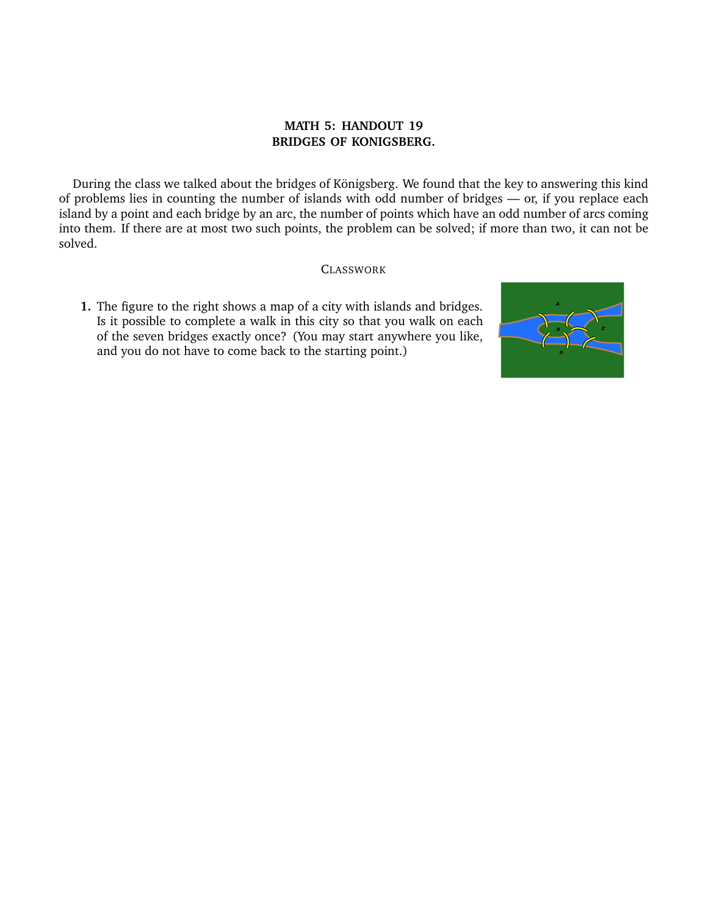# MATH 5: HANDOUT 19
## BRIDGES OF KONIGSBERG.

During the class we talked about the bridges of Königsberg. We found that the key to answering this kind of problems lies in counting the number of islands with odd number of bridges — or, if you replace each island by a point and each bridge by an arc, the number of points which have an odd number of arcs coming into them. If there are at most two such points, the problem can be solved; if more than two, it can not be solved.

### Classwork

1. The figure to the right shows a map of a city with islands and bridges. Is it possible to complete a walk in this city so that you walk on each of the seven bridges exactly once? (You may start anywhere you like, and you do not have to come back to the starting point.)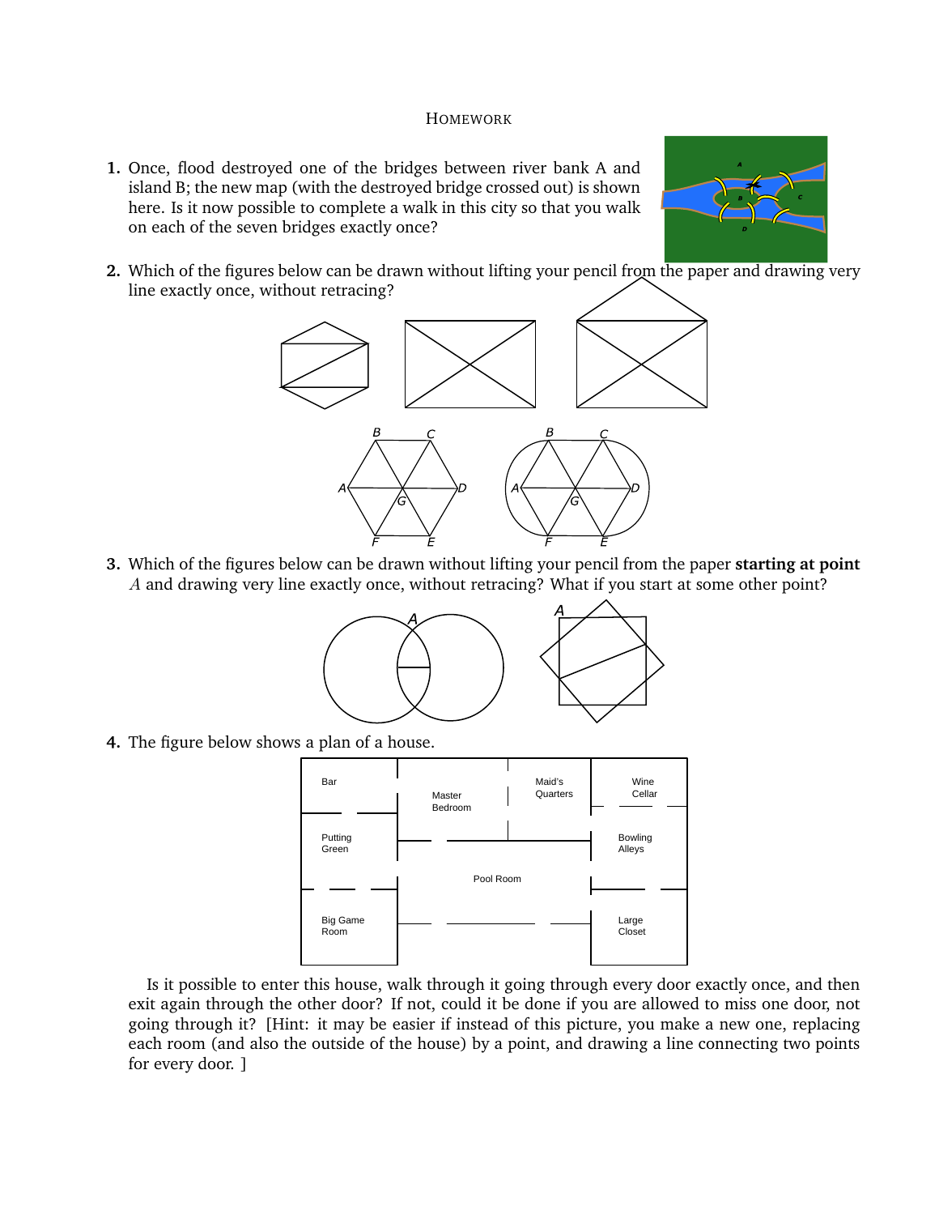# Homework

**1.** Once, flood destroyed one of the bridges between river bank A and island B; the new map (with the destroyed bridge crossed out) is shown here. Is it now possible to complete a walk in this city so that you walk on each of the seven bridges exactly once?

**2.** Which of the figures below can be drawn without lifting your pencil from the paper and drawing very line exactly once, without retracing?

**3.** Which of the figures below can be drawn without lifting your pencil from the paper **starting at point** $A$ and drawing very line exactly once, without retracing? What if you start at some other point?

**4.** The figure below shows a plan of a house.

Is it possible to enter this house, walk through it going through every door exactly once, and then exit again through the other door? If not, could it be done if you are allowed to miss one door, not going through it? [Hint: it may be easier if instead of this picture, you make a new one, replacing each room (and also the outside of the house) by a point, and drawing a line connecting two points for every door. ]